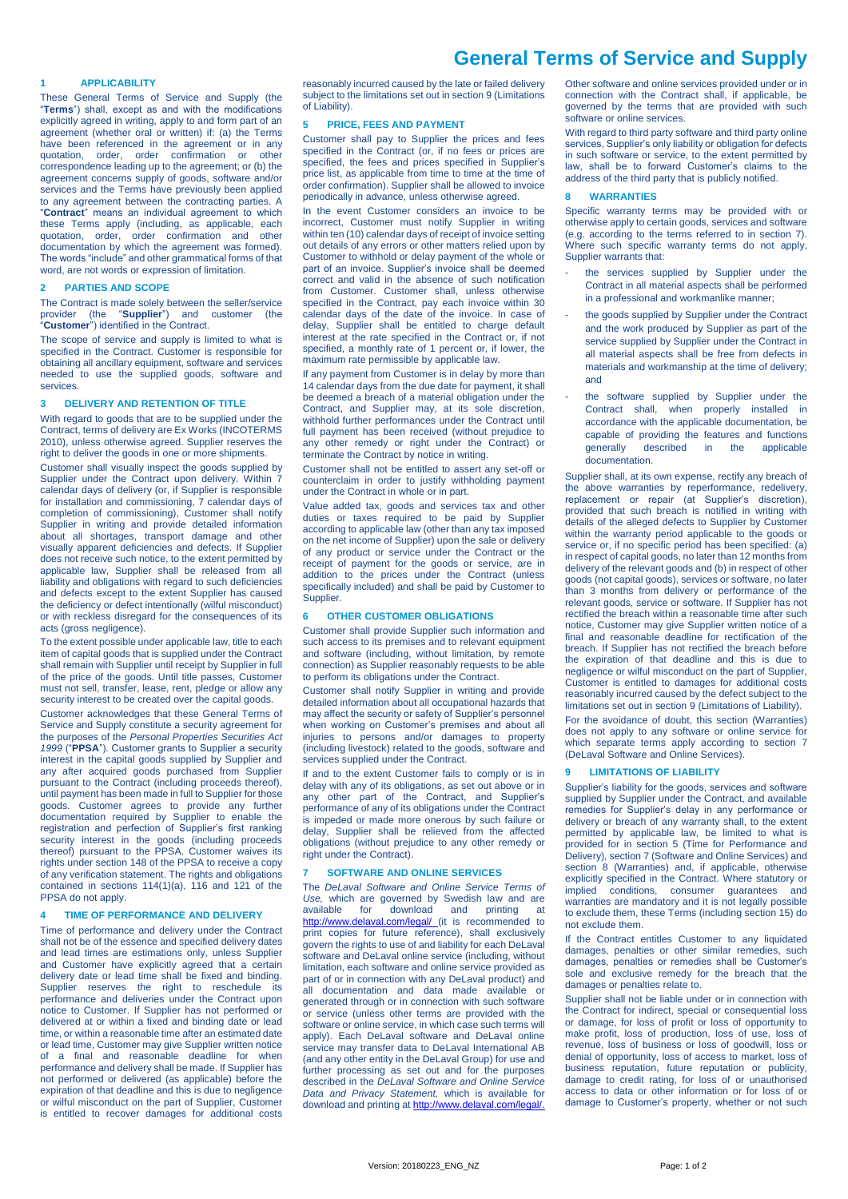# General Terms of Service and Supply

## 1 APPLICABILITY

These General Terms of Service and Supply (the "**Terms**") shall, except as and with the modifications explicitly agreed in writing, apply to and form part of an agreement (whether oral or written) if: (a) the Terms have been referenced in the agreement or in any quotation, order, order confirmation or other correspondence leading up to the agreement; or (b) the agreement concerns supply of goods, software and/or services and the Terms have previously been applied to any agreement between the contracting parties. A "**Contract**" means an individual agreement to which these Terms apply (including, as applicable, each quotation, order, order confirmation and other documentation by which the agreement was formed). The words "include" and other grammatical forms of that word, are not words or expression of limitation.

## 2 PARTIES AND SCOPE

The Contract is made solely between the seller/service provider (the "**Supplier**") and customer (the "**Customer**") identified in the Contract.

The scope of service and supply is limited to what is specified in the Contract. Customer is responsible for obtaining all ancillary equipment, software and services needed to use the supplied goods, software and services.

## 3 DELIVERY AND RETENTION OF TITLE

With regard to goods that are to be supplied under the Contract, terms of delivery are Ex Works (INCOTERMS 2010), unless otherwise agreed. Supplier reserves the right to deliver the goods in one or more shipments.

Customer shall visually inspect the goods supplied by Supplier under the Contract upon delivery. Within 7 calendar days of delivery (or, if Supplier is responsible for installation and commissioning, 7 calendar days of completion of commissioning), Customer shall notify Supplier in writing and provide detailed information about all shortages, transport damage and other visually apparent deficiencies and defects. If Supplier does not receive such notice, to the extent permitted by applicable law, Supplier shall be released from all liability and obligations with regard to such deficiencies and defects except to the extent Supplier has caused the deficiency or defect intentionally (wilful misconduct) or with reckless disregard for the consequences of its acts (gross negligence).

To the extent possible under applicable law, title to each item of capital goods that is supplied under the Contract shall remain with Supplier until receipt by Supplier in full of the price of the goods. Until title passes, Customer must not sell, transfer, lease, rent, pledge or allow any security interest to be created over the capital goods.

Customer acknowledges that these General Terms of Service and Supply constitute a security agreement for the purposes of the *Personal Properties Securities Act 1999* ("**PPSA**"). Customer grants to Supplier a security interest in the capital goods supplied by Supplier and any after acquired goods purchased from Supplier pursuant to the Contract (including proceeds thereof), until payment has been made in full to Supplier for those goods. Customer agrees to provide any further documentation required by Supplier to enable the registration and perfection of Supplier's first ranking security interest in the goods (including proceeds thereof) pursuant to the PPSA. Customer waives its rights under section 148 of the PPSA to receive a copy of any verification statement. The rights and obligations contained in sections 114(1)(a), 116 and 121 of the PPSA do not apply.

## 4 TIME OF PERFORMANCE AND DELIVERY

Time of performance and delivery under the Contract shall not be of the essence and specified delivery dates and lead times are estimations only, unless Supplier and Customer have explicitly agreed that a certain delivery date or lead time shall be fixed and binding. Supplier reserves the right to reschedule its performance and deliveries under the Contract upon notice to Customer. If Supplier has not performed or delivered at or within a fixed and binding date or lead time, or within a reasonable time after an estimated date or lead time, Customer may give Supplier written notice of a final and reasonable deadline for when performance and delivery shall be made. If Supplier has not performed or delivered (as applicable) before the expiration of that deadline and this is due to negligence or wilful misconduct on the part of Supplier, Customer is entitled to recover damages for additional costs reasonably incurred caused by the late or failed delivery subject to the limitations set out in section 9 (Limitations of Liability).

## 5 PRICE, FEES AND PAYMENT

Customer shall pay to Supplier the prices and fees specified in the Contract (or, if no fees or prices are specified, the fees and prices specified in Supplier's price list, as applicable from time to time at the time of order confirmation). Supplier shall be allowed to invoice periodically in advance, unless otherwise agreed.

In the event Customer considers an invoice to be incorrect, Customer must notify Supplier in writing within ten (10) calendar days of receipt of invoice setting out details of any errors or other matters relied upon by Customer to withhold or delay payment of the whole or part of an invoice. Supplier's invoice shall be deemed correct and valid in the absence of such notification from Customer. Customer shall, unless otherwise specified in the Contract, pay each invoice within 30 calendar days of the date of the invoice. In case of delay, Supplier shall be entitled to charge default interest at the rate specified in the Contract or, if not specified, a monthly rate of 1 percent or, if lower, the maximum rate permissible by applicable law.

If any payment from Customer is in delay by more than 14 calendar days from the due date for payment, it shall be deemed a breach of a material obligation under the Contract, and Supplier may, at its sole discretion, withhold further performances under the Contract until full payment has been received (without prejudice to any other remedy or right under the Contract) or terminate the Contract by notice in writing.

Customer shall not be entitled to assert any set-off or counterclaim in order to justify withholding payment under the Contract in whole or in part.

Value added tax, goods and services tax and other duties or taxes required to be paid by Supplier according to applicable law (other than any tax imposed on the net income of Supplier) upon the sale or delivery of any product or service under the Contract or the receipt of payment for the goods or service, are in addition to the prices under the Contract (unless specifically included) and shall be paid by Customer to Supplier.

## 6 OTHER CUSTOMER OBLIGATIONS

Customer shall provide Supplier such information and such access to its premises and to relevant equipment and software (including, without limitation, by remote connection) as Supplier reasonably requests to be able to perform its obligations under the Contract.

Customer shall notify Supplier in writing and provide detailed information about all occupational hazards that may affect the security or safety of Supplier's personnel when working on Customer's premises and about all injuries to persons and/or damages to property (including livestock) related to the goods, software and services supplied under the Contract.

If and to the extent Customer fails to comply or is in delay with any of its obligations, as set out above or in any other part of the Contract, and Supplier's performance of any of its obligations under the Contract is impeded or made more onerous by such failure or delay, Supplier shall be relieved from the affected obligations (without prejudice to any other remedy or right under the Contract).

## 7 SOFTWARE AND ONLINE SERVICES

The *DeLaval Software and Online Service Terms of Use,* which are governed by Swedish law and are available for download and printing at http://www.delaval.com/legal/ (it is recommended to print copies for future reference), shall exclusively govern the rights to use of and liability for each DeLaval software and DeLaval online service (including, without limitation, each software and online service provided as part of or in connection with any DeLaval product) and all documentation and data made available or generated through or in connection with such software or service (unless other terms are provided with the software or online service, in which case such terms will apply). Each DeLaval software and DeLaval online service may transfer data to DeLaval International AB (and any other entity in the DeLaval Group) for use and further processing as set out and for the purposes described in the *DeLaval Software and Online Service Data and Privacy Statement,* which is available for download and printing at http://www.delaval.com/legal/.

Other software and online services provided under or in connection with the Contract shall, if applicable, be governed by the terms that are provided with such software or online services.

With regard to third party software and third party online services, Supplier's only liability or obligation for defects in such software or service, to the extent permitted by law, shall be to forward Customer's claims to the address of the third party that is publicly notified.

## 8 WARRANTIES

Specific warranty terms may be provided with or otherwise apply to certain goods, services and software (e.g. according to the terms referred to in section 7). Where such specific warranty terms do not apply, Supplier warrants that:

- the services supplied by Supplier under the Contract in all material aspects shall be performed in a professional and workmanlike manner;
- the goods supplied by Supplier under the Contract and the work produced by Supplier as part of the service supplied by Supplier under the Contract in all material aspects shall be free from defects in materials and workmanship at the time of delivery; and
- the software supplied by Supplier under the Contract shall, when properly installed in accordance with the applicable documentation, be capable of providing the features and functions generally described in the applicable documentation.

Supplier shall, at its own expense, rectify any breach of the above warranties by reperformance, redelivery, replacement or repair (at Supplier's discretion), provided that such breach is notified in writing with details of the alleged defects to Supplier by Customer within the warranty period applicable to the goods or service or, if no specific period has been specified: (a) in respect of capital goods, no later than 12 months from delivery of the relevant goods and (b) in respect of other goods (not capital goods), services or software, no later than 3 months from delivery or performance of the relevant goods, service or software. If Supplier has not rectified the breach within a reasonable time after such notice, Customer may give Supplier written notice of a final and reasonable deadline for rectification of the breach. If Supplier has not rectified the breach before the expiration of that deadline and this is due to negligence or wilful misconduct on the part of Supplier, Customer is entitled to damages for additional costs reasonably incurred caused by the defect subject to the limitations set out in section 9 (Limitations of Liability).

For the avoidance of doubt, this section (Warranties) does not apply to any software or online service for which separate terms apply according to section 7 (DeLaval Software and Online Services).

## 9 LIMITATIONS OF LIABILITY

Supplier's liability for the goods, services and software supplied by Supplier under the Contract, and available remedies for Supplier's delay in any performance or delivery or breach of any warranty shall, to the extent permitted by applicable law, be limited to what is provided for in section 5 (Time for Performance and Delivery), section 7 (Software and Online Services) and section 8 (Warranties) and, if applicable, otherwise explicitly specified in the Contract. Where statutory or implied conditions, consumer guarantees and warranties are mandatory and it is not legally possible to exclude them, these Terms (including section 15) do not exclude them.

If the Contract entitles Customer to any liquidated damages, penalties or other similar remedies, such damages, penalties or remedies shall be Customer's sole and exclusive remedy for the breach that the damages or penalties relate to.

Supplier shall not be liable under or in connection with the Contract for indirect, special or consequential loss or damage, for loss of profit or loss of opportunity to make profit, loss of production, loss of use, loss of revenue, loss of business or loss of goodwill, loss or denial of opportunity, loss of access to market, loss of business reputation, future reputation or publicity, damage to credit rating, for loss of or unauthorised access to data or other information or for loss of or damage to Customer's property, whether or not such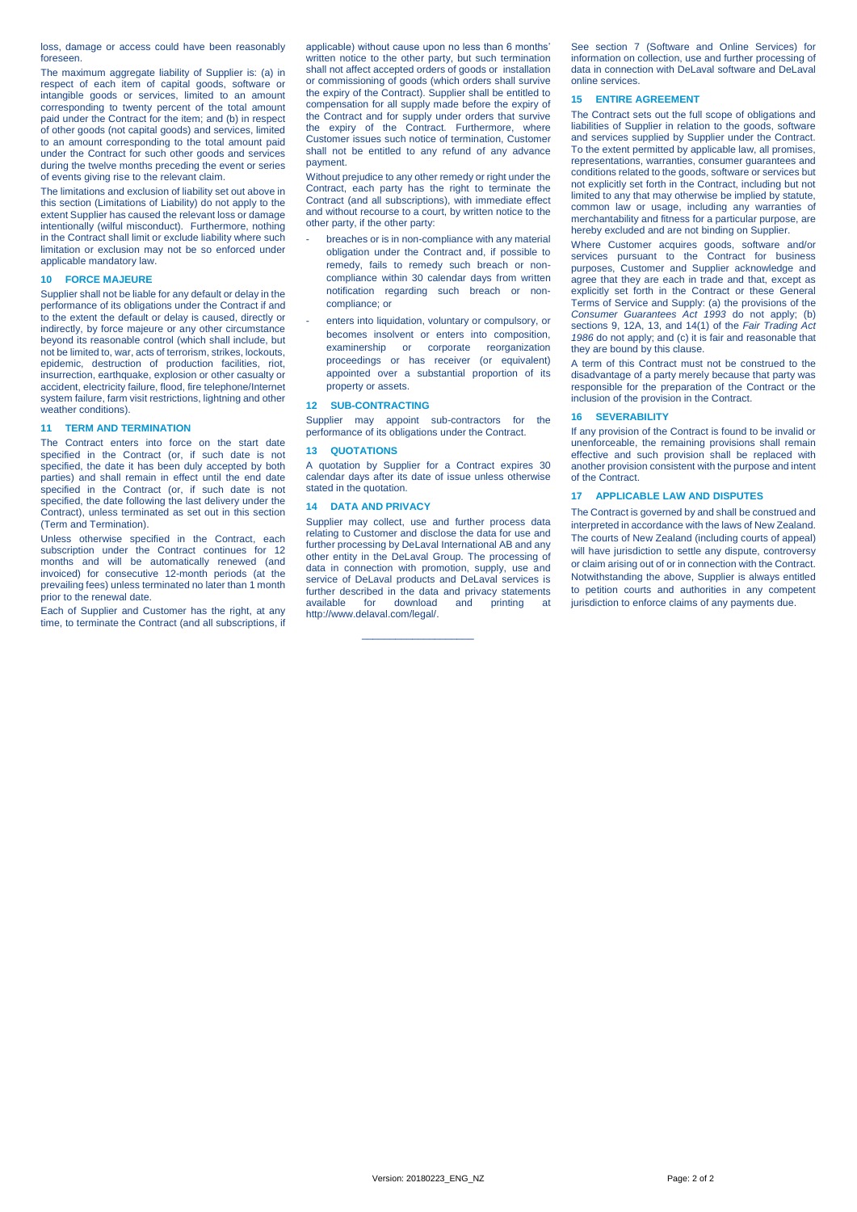loss, damage or access could have been reasonably foreseen.

The maximum aggregate liability of Supplier is: (a) in respect of each item of capital goods, software or intangible goods or services, limited to an amount corresponding to twenty percent of the total amount paid under the Contract for the item; and (b) in respect of other goods (not capital goods) and services, limited to an amount corresponding to the total amount paid under the Contract for such other goods and services during the twelve months preceding the event or series of events giving rise to the relevant claim.

The limitations and exclusion of liability set out above in this section (Limitations of Liability) do not apply to the extent Supplier has caused the relevant loss or damage intentionally (wilful misconduct). Furthermore, nothing in the Contract shall limit or exclude liability where such limitation or exclusion may not be so enforced under applicable mandatory law.

## 10 FORCE MAJEURE

Supplier shall not be liable for any default or delay in the performance of its obligations under the Contract if and to the extent the default or delay is caused, directly or indirectly, by force majeure or any other circumstance beyond its reasonable control (which shall include, but not be limited to, war, acts of terrorism, strikes, lockouts, epidemic, destruction of production facilities, riot, insurrection, earthquake, explosion or other casualty or accident, electricity failure, flood, fire telephone/Internet system failure, farm visit restrictions, lightning and other weather conditions).

## 11 TERM AND TERMINATION

The Contract enters into force on the start date specified in the Contract (or, if such date is not specified, the date it has been duly accepted by both parties) and shall remain in effect until the end date specified in the Contract (or, if such date is not specified, the date following the last delivery under the Contract), unless terminated as set out in this section (Term and Termination).

Unless otherwise specified in the Contract, each subscription under the Contract continues for 12 months and will be automatically renewed (and invoiced) for consecutive 12-month periods (at the prevailing fees) unless terminated no later than 1 month prior to the renewal date.

Each of Supplier and Customer has the right, at any time, to terminate the Contract (and all subscriptions, if applicable) without cause upon no less than 6 months' written notice to the other party, but such termination shall not affect accepted orders of goods or installation or commissioning of goods (which orders shall survive the expiry of the Contract). Supplier shall be entitled to compensation for all supply made before the expiry of the Contract and for supply under orders that survive the expiry of the Contract. Furthermore, where Customer issues such notice of termination, Customer shall not be entitled to any refund of any advance payment.

Without prejudice to any other remedy or right under the Contract, each party has the right to terminate the Contract (and all subscriptions), with immediate effect and without recourse to a court, by written notice to the other party, if the other party:

- breaches or is in non-compliance with any material obligation under the Contract and, if possible to remedy, fails to remedy such breach or non-compliance within 30 calendar days from written notification regarding such breach or non-compliance; or
- enters into liquidation, voluntary or compulsory, or becomes insolvent or enters into composition, examinership or corporate reorganization proceedings or has receiver (or equivalent) appointed over a substantial proportion of its property or assets.

## 12 SUB-CONTRACTING

Supplier may appoint sub-contractors for the performance of its obligations under the Contract.

## 13 QUOTATIONS

A quotation by Supplier for a Contract expires 30 calendar days after its date of issue unless otherwise stated in the quotation.

## 14 DATA AND PRIVACY

Supplier may collect, use and further process data relating to Customer and disclose the data for use and further processing by DeLaval International AB and any other entity in the DeLaval Group. The processing of data in connection with promotion, supply, use and service of DeLaval products and DeLaval services is further described in the data and privacy statements available for download and printing at http://www.delaval.com/legal/.

See section 7 (Software and Online Services) for information on collection, use and further processing of data in connection with DeLaval software and DeLaval online services.

## 15 ENTIRE AGREEMENT

The Contract sets out the full scope of obligations and liabilities of Supplier in relation to the goods, software and services supplied by Supplier under the Contract. To the extent permitted by applicable law, all promises, representations, warranties, consumer guarantees and conditions related to the goods, software or services but not explicitly set forth in the Contract, including but not limited to any that may otherwise be implied by statute, common law or usage, including any warranties of merchantability and fitness for a particular purpose, are hereby excluded and are not binding on Supplier.

Where Customer acquires goods, software and/or services pursuant to the Contract for business purposes, Customer and Supplier acknowledge and agree that they are each in trade and that, except as explicitly set forth in the Contract or these General Terms of Service and Supply: (a) the provisions of the *Consumer Guarantees Act 1993* do not apply; (b) sections 9, 12A, 13, and 14(1) of the *Fair Trading Act 1986* do not apply; and (c) it is fair and reasonable that they are bound by this clause.

A term of this Contract must not be construed to the disadvantage of a party merely because that party was responsible for the preparation of the Contract or the inclusion of the provision in the Contract.

## 16 SEVERABILITY

If any provision of the Contract is found to be invalid or unenforceable, the remaining provisions shall remain effective and such provision shall be replaced with another provision consistent with the purpose and intent of the Contract.

## 17 APPLICABLE LAW AND DISPUTES

The Contract is governed by and shall be construed and interpreted in accordance with the laws of New Zealand. The courts of New Zealand (including courts of appeal) will have jurisdiction to settle any dispute, controversy or claim arising out of or in connection with the Contract. Notwithstanding the above, Supplier is always entitled to petition courts and authorities in any competent jurisdiction to enforce claims of any payments due.

---

Version: 20180223_ENG_NZ